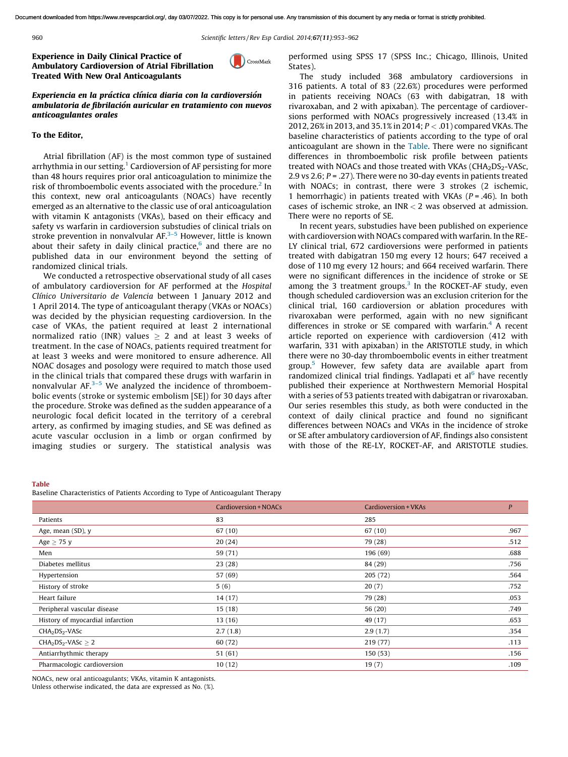# Experience in Daily Clinical Practice of Ambulatory Cardioversion of Atrial Fibrillation Treated With New Oral Anticoagulants

## *Experiencia en la práctica clínica diaria con la cardioversión ambulatoria de fibrilación auricular en tratamiento con nuevos anticoagulantes orales*

### To the Editor,

Atrial fibrillation (AF) is the most common type of sustained arrhythmia in our setting.[1] Cardioversion of AF persisting for more than 48 hours requires prior oral anticoagulation to minimize the risk of thromboembolic events associated with the procedure.[2] In this context, new oral anticoagulants (NOACs) have recently emerged as an alternative to the classic use of oral anticoagulation with vitamin K antagonists (VKAs), based on their efficacy and safety vs warfarin in cardioversion substudies of clinical trials on stroke prevention in nonvalvular AF.[3–5] However, little is known about their safety in daily clinical practice,[6] and there are no published data in our environment beyond the setting of randomized clinical trials.

We conducted a retrospective observational study of all cases of ambulatory cardioversion for AF performed at the *Hospital Clínico Universitario de Valencia* between 1 January 2012 and 1 April 2014. The type of anticoagulant therapy (VKAs or NOACs) was decided by the physician requesting cardioversion. In the case of VKAs, the patient required at least 2 international normalized ratio (INR) values $\geq$ 2 and at least 3 weeks of treatment. In the case of NOACs, patients required treatment for at least 3 weeks and were monitored to ensure adherence. All NOAC dosages and posology were required to match those used in the clinical trials that compared these drugs with warfarin in nonvalvular AF.[3–5] We analyzed the incidence of thromboembolic events (stroke or systemic embolism [SE]) for 30 days after the procedure. Stroke was defined as the sudden appearance of a neurologic focal deficit located in the territory of a cerebral artery, as confirmed by imaging studies, and SE was defined as acute vascular occlusion in a limb or organ confirmed by imaging studies or surgery. The statistical analysis was performed using SPSS 17 (SPSS Inc.; Chicago, Illinois, United States).

The study included 368 ambulatory cardioversions in 316 patients. A total of 83 (22.6%) procedures were performed in patients receiving NOACs (63 with dabigatran, 18 with rivaroxaban, and 2 with apixaban). The percentage of cardioversions performed with NOACs progressively increased (13.4% in 2012, 26% in 2013, and 35.1% in 2014; $P < .01$) compared VKAs. The baseline characteristics of patients according to the type of oral anticoagulant are shown in the Table. There were no significant differences in thromboembolic risk profile between patients treated with NOACs and those treated with VKAs ($CHA_2DS_2$-VASc, 2.9 vs 2.6; $P = .27$). There were no 30-day events in patients treated with NOACs; in contrast, there were 3 strokes (2 ischemic, 1 hemorrhagic) in patients treated with VKAs ($P = .46$). In both cases of ischemic stroke, an INR < 2 was observed at admission. There were no reports of SE.

In recent years, substudies have been published on experience with cardioversion with NOACs compared with warfarin. In the RE-LY clinical trial, 672 cardioversions were performed in patients treated with dabigatran 150 mg every 12 hours; 647 received a dose of 110 mg every 12 hours; and 664 received warfarin. There were no significant differences in the incidence of stroke or SE among the 3 treatment groups.[3] In the ROCKET-AF study, even though scheduled cardioversion was an exclusion criterion for the clinical trial, 160 cardioversion or ablation procedures with rivaroxaban were performed, again with no new significant differences in stroke or SE compared with warfarin.[4] A recent article reported on experience with cardioversion (412 with warfarin, 331 with apixaban) in the ARISTOTLE study, in which there were no 30-day thromboembolic events in either treatment group.[5] However, few safety data are available apart from randomized clinical trial findings. Yadlapati et al[6] have recently published their experience at Northwestern Memorial Hospital with a series of 53 patients treated with dabigatran or rivaroxaban. Our series resembles this study, as both were conducted in the context of daily clinical practice and found no significant differences between NOACs and VKAs in the incidence of stroke or SE after ambulatory cardioversion of AF, findings also consistent with those of the RE-LY, ROCKET-AF, and ARISTOTLE studies.

**Table**
Baseline Characteristics of Patients According to Type of Anticoagulant Therapy

| | Cardioversion + NOACs | Cardioversion + VKAs | *P* |
|---|---|---|---|
| Patients | 83 | 285 | |
| Age, mean (SD), y | 67 (10) | 67 (10) | .967 |
| Age $\geq$ 75 y | 20 (24) | 79 (28) | .512 |
| Men | 59 (71) | 196 (69) | .688 |
| Diabetes mellitus | 23 (28) | 84 (29) | .756 |
| Hypertension | 57 (69) | 205 (72) | .564 |
| History of stroke | 5 (6) | 20 (7) | .752 |
| Heart failure | 14 (17) | 79 (28) | .053 |
| Peripheral vascular disease | 15 (18) | 56 (20) | .749 |
| History of myocardial infarction | 13 (16) | 49 (17) | .653 |
| $CHA_2DS_2$-VASc | 2.7 (1.8) | 2.9 (1.7) | .354 |
| $CHA_2DS_2$-VASc $\geq$ 2 | 60 (72) | 219 (77) | .113 |
| Antiarrhythmic therapy | 51 (61) | 150 (53) | .156 |
| Pharmacologic cardioversion | 10 (12) | 19 (7) | .109 |

NOACs, new oral anticoagulants; VKAs, vitamin K antagonists.
Unless otherwise indicated, the data are expressed as No. (%).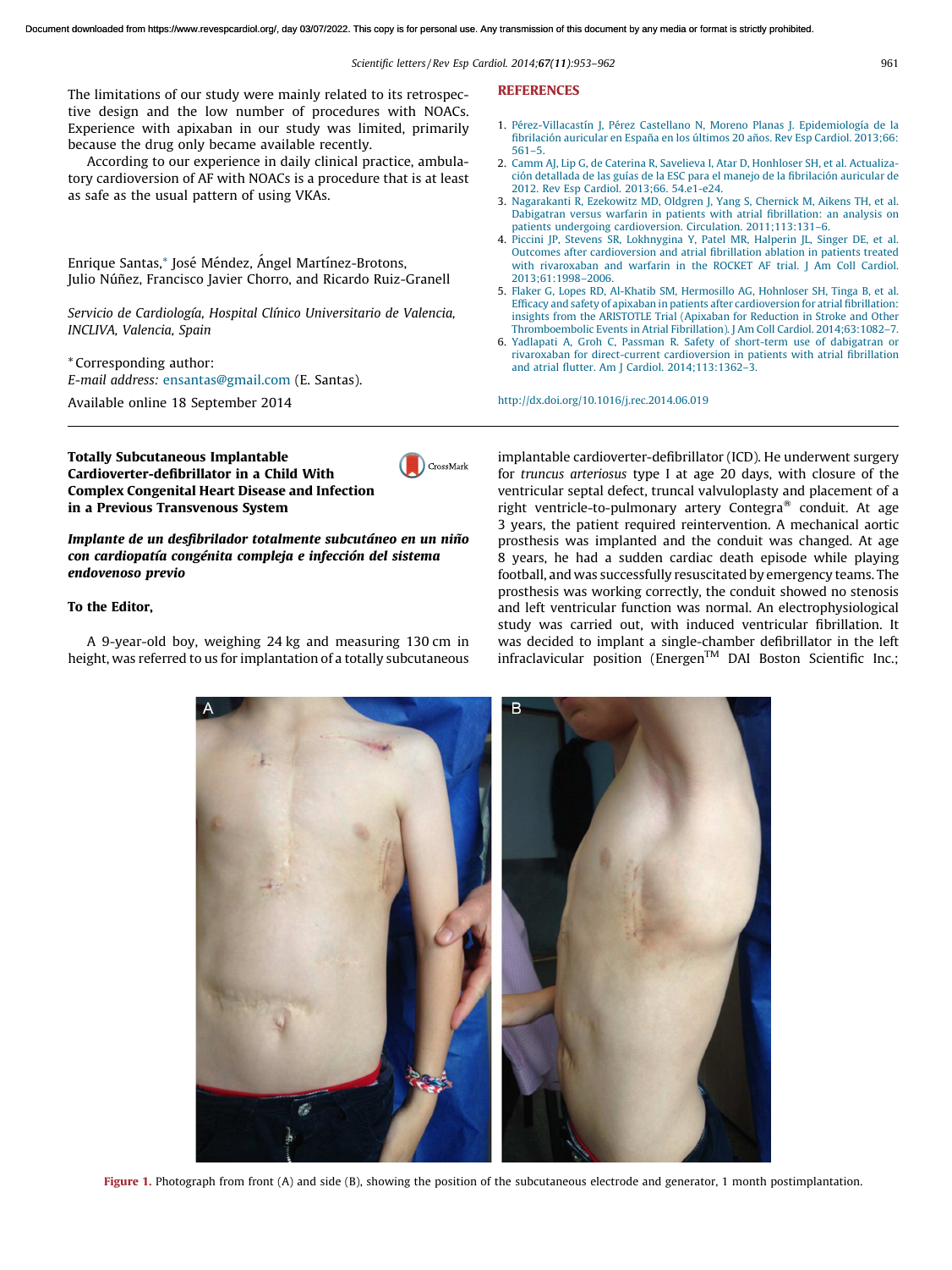The limitations of our study were mainly related to its retrospective design and the low number of procedures with NOACs. Experience with apixaban in our study was limited, primarily because the drug only became available recently.

According to our experience in daily clinical practice, ambulatory cardioversion of AF with NOACs is a procedure that is at least as safe as the usual pattern of using VKAs.

Enrique Santas,* José Méndez, Ángel Martínez-Brotons, Julio Núñez, Francisco Javier Chorro, and Ricardo Ruiz-Granell

*Servicio de Cardiología, Hospital Clínico Universitario de Valencia, INCLIVA, Valencia, Spain*

*Corresponding author:
*E-mail address:* ensantas@gmail.com (E. Santas).

Available online 18 September 2014

## REFERENCES

1. Pérez-Villacastín J, Pérez Castellano N, Moreno Planas J. Epidemiología de la fibrilación auricular en España en los últimos 20 años. Rev Esp Cardiol. 2013;66:561–5.
2. Camm AJ, Lip G, de Caterina R, Savelieva I, Atar D, Honhloser SH, et al. Actualización detallada de las guías de la ESC para el manejo de la fibrilación auricular de 2012. Rev Esp Cardiol. 2013;66. 54.e1-e24.
3. Nagarakanti R, Ezekowitz MD, Oldgren J, Yang S, Chernick M, Aikens TH, et al. Dabigatran versus warfarin in patients with atrial fibrillation: an analysis on patients undergoing cardioversion. Circulation. 2011;113:131–6.
4. Piccini JP, Stevens SR, Lokhnygina Y, Patel MR, Halperin JL, Singer DE, et al. Outcomes after cardioversion and atrial fibrillation ablation in patients treated with rivaroxaban and warfarin in the ROCKET AF trial. J Am Coll Cardiol. 2013;61:1998–2006.
5. Flaker G, Lopes RD, Al-Khatib SM, Hermosillo AG, Hohnloser SH, Tinga B, et al. Efficacy and safety of apixaban in patients after cardioversion for atrial fibrillation: insights from the ARISTOTLE Trial (Apixaban for Reduction in Stroke and Other Thromboembolic Events in Atrial Fibrillation). J Am Coll Cardiol. 2014;63:1082–7.
6. Yadlapati A, Groh C, Passman R. Safety of short-term use of dabigatran or rivaroxaban for direct-current cardioversion in patients with atrial fibrillation and atrial flutter. Am J Cardiol. 2014;113:1362–3.

http://dx.doi.org/10.1016/j.rec.2014.06.019

## Totally Subcutaneous Implantable Cardioverter-defibrillator in a Child With Complex Congenital Heart Disease and Infection in a Previous Transvenous System

### *Implante de un desfibrilador totalmente subcutáneo en un niño con cardiopatía congénita compleja e infección del sistema endovenoso previo*

**To the Editor,**

A 9-year-old boy, weighing 24 kg and measuring 130 cm in height, was referred to us for implantation of a totally subcutaneous implantable cardioverter-defibrillator (ICD). He underwent surgery for *truncus arteriosus* type I at age 20 days, with closure of the ventricular septal defect, truncal valvuloplasty and placement of a right ventricle-to-pulmonary artery Contegra® conduit. At age 3 years, the patient required reintervention. A mechanical aortic prosthesis was implanted and the conduit was changed. At age 8 years, he had a sudden cardiac death episode while playing football, and was successfully resuscitated by emergency teams. The prosthesis was working correctly, the conduit showed no stenosis and left ventricular function was normal. An electrophysiological study was carried out, with induced ventricular fibrillation. It was decided to implant a single-chamber defibrillator in the left infraclavicular position (Energen™ DAI Boston Scientific Inc.;

Figure 1. Photograph from front (A) and side (B), showing the position of the subcutaneous electrode and generator, 1 month postimplantation.